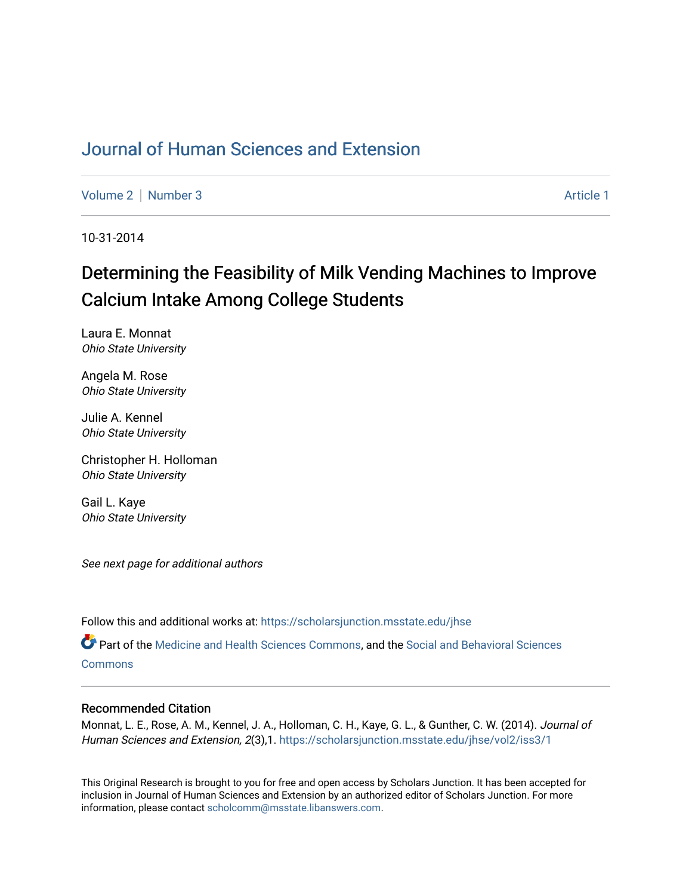# Journal of Human Sciences and Extension

Volume 2 | Number 3 Article 1

10-31-2014

## Determining the Feasibility of Milk Vending Machines to Improve Calcium Intake Among College Students

Laura E. Monnat
*Ohio State University*

Angela M. Rose
*Ohio State University*

Julie A. Kennel
*Ohio State University*

Christopher H. Holloman
*Ohio State University*

Gail L. Kaye
*Ohio State University*

*See next page for additional authors*

Follow this and additional works at: https://scholarsjunction.msstate.edu/jhse

Part of the Medicine and Health Sciences Commons, and the Social and Behavioral Sciences Commons

### Recommended Citation

Monnat, L. E., Rose, A. M., Kennel, J. A., Holloman, C. H., Kaye, G. L., & Gunther, C. W. (2014). *Journal of Human Sciences and Extension, 2*(3),1. https://scholarsjunction.msstate.edu/jhse/vol2/iss3/1

This Original Research is brought to you for free and open access by Scholars Junction. It has been accepted for inclusion in Journal of Human Sciences and Extension by an authorized editor of Scholars Junction. For more information, please contact scholcomm@msstate.libanswers.com.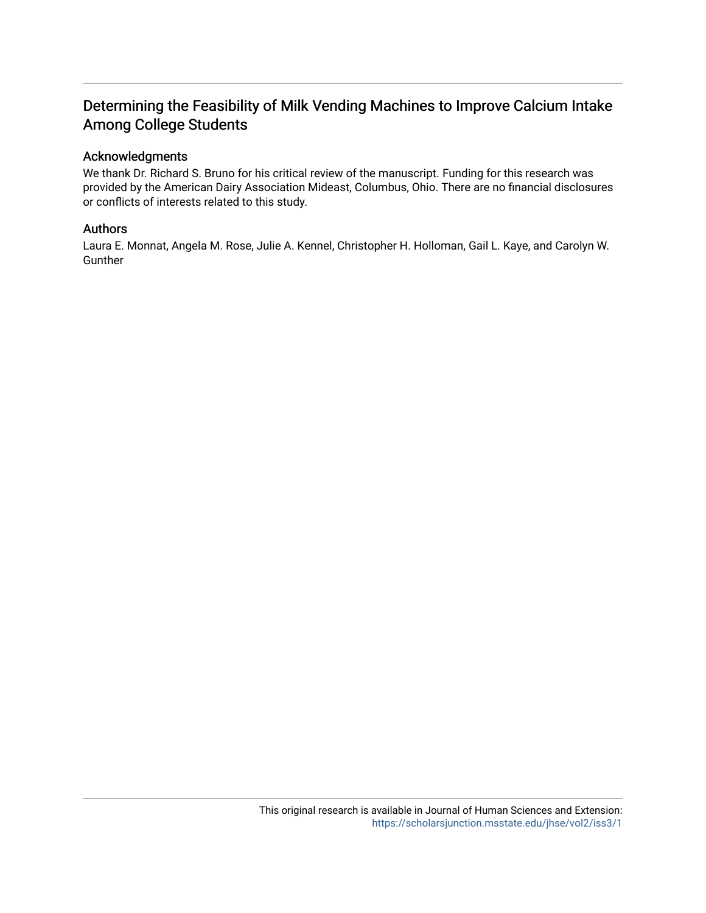# Determining the Feasibility of Milk Vending Machines to Improve Calcium Intake Among College Students

## Acknowledgments

We thank Dr. Richard S. Bruno for his critical review of the manuscript. Funding for this research was provided by the American Dairy Association Mideast, Columbus, Ohio. There are no financial disclosures or conflicts of interests related to this study.

## Authors

Laura E. Monnat, Angela M. Rose, Julie A. Kennel, Christopher H. Holloman, Gail L. Kaye, and Carolyn W. Gunther

This original research is available in Journal of Human Sciences and Extension: https://scholarsjunction.msstate.edu/jhse/vol2/iss3/1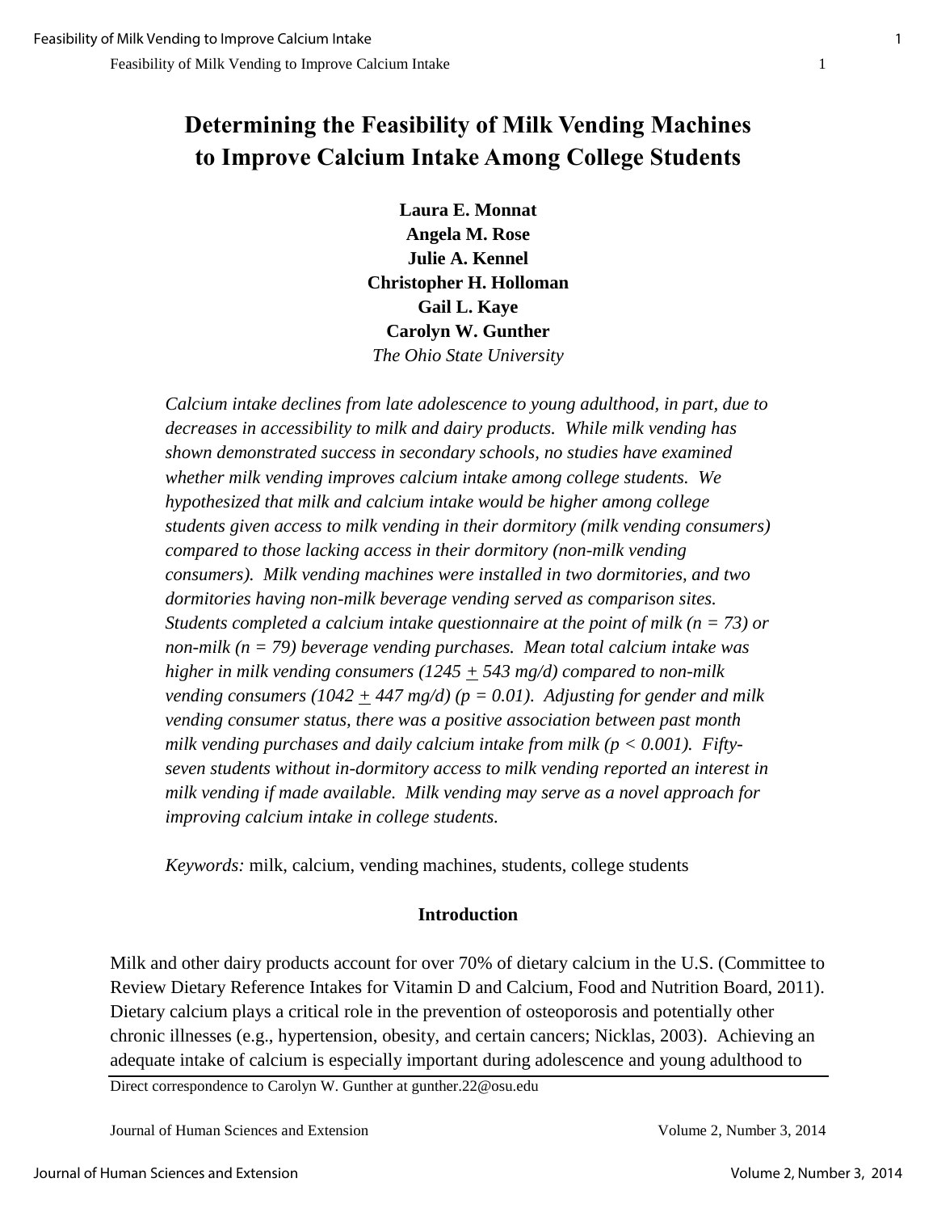# Determining the Feasibility of Milk Vending Machines to Improve Calcium Intake Among College Students

**Laura E. Monnat**
**Angela M. Rose**
**Julie A. Kennel**
**Christopher H. Holloman**
**Gail L. Kaye**
**Carolyn W. Gunther**
*The Ohio State University*

*Calcium intake declines from late adolescence to young adulthood, in part, due to decreases in accessibility to milk and dairy products. While milk vending has shown demonstrated success in secondary schools, no studies have examined whether milk vending improves calcium intake among college students. We hypothesized that milk and calcium intake would be higher among college students given access to milk vending in their dormitory (milk vending consumers) compared to those lacking access in their dormitory (non-milk vending consumers). Milk vending machines were installed in two dormitories, and two dormitories having non-milk beverage vending served as comparison sites. Students completed a calcium intake questionnaire at the point of milk (n = 73) or non-milk (n = 79) beverage vending purchases. Mean total calcium intake was higher in milk vending consumers (1245 ± 543 mg/d) compared to non-milk vending consumers (1042 ± 447 mg/d) (p = 0.01). Adjusting for gender and milk vending consumer status, there was a positive association between past month milk vending purchases and daily calcium intake from milk (p < 0.001). Fifty-seven students without in-dormitory access to milk vending reported an interest in milk vending if made available. Milk vending may serve as a novel approach for improving calcium intake in college students.*

*Keywords:* milk, calcium, vending machines, students, college students

## Introduction

Milk and other dairy products account for over 70% of dietary calcium in the U.S. (Committee to Review Dietary Reference Intakes for Vitamin D and Calcium, Food and Nutrition Board, 2011). Dietary calcium plays a critical role in the prevention of osteoporosis and potentially other chronic illnesses (e.g., hypertension, obesity, and certain cancers; Nicklas, 2003). Achieving an adequate intake of calcium is especially important during adolescence and young adulthood to

Direct correspondence to Carolyn W. Gunther at gunther.22@osu.edu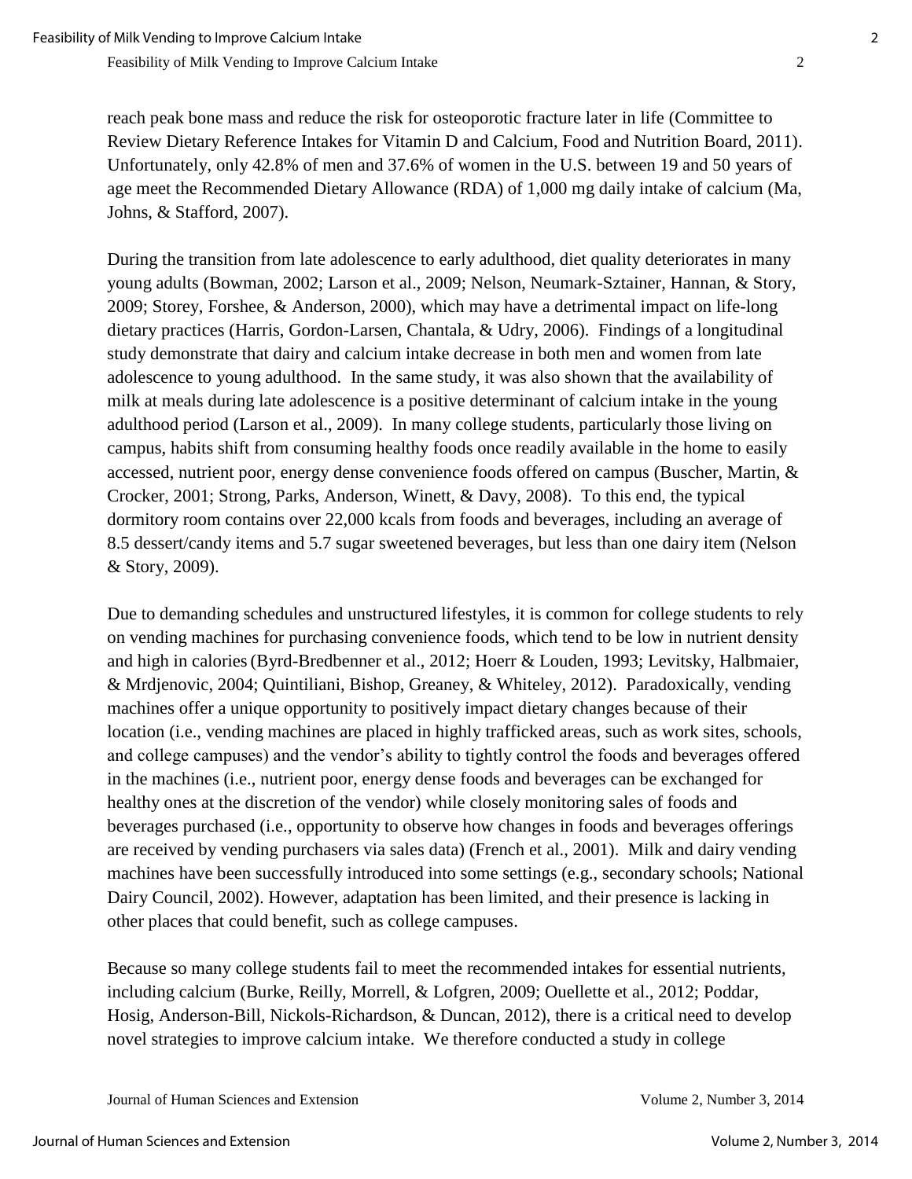reach peak bone mass and reduce the risk for osteoporotic fracture later in life (Committee to Review Dietary Reference Intakes for Vitamin D and Calcium, Food and Nutrition Board, 2011). Unfortunately, only 42.8% of men and 37.6% of women in the U.S. between 19 and 50 years of age meet the Recommended Dietary Allowance (RDA) of 1,000 mg daily intake of calcium (Ma, Johns, & Stafford, 2007).

During the transition from late adolescence to early adulthood, diet quality deteriorates in many young adults (Bowman, 2002; Larson et al., 2009; Nelson, Neumark-Sztainer, Hannan, & Story, 2009; Storey, Forshee, & Anderson, 2000), which may have a detrimental impact on life-long dietary practices (Harris, Gordon-Larsen, Chantala, & Udry, 2006). Findings of a longitudinal study demonstrate that dairy and calcium intake decrease in both men and women from late adolescence to young adulthood. In the same study, it was also shown that the availability of milk at meals during late adolescence is a positive determinant of calcium intake in the young adulthood period (Larson et al., 2009). In many college students, particularly those living on campus, habits shift from consuming healthy foods once readily available in the home to easily accessed, nutrient poor, energy dense convenience foods offered on campus (Buscher, Martin, & Crocker, 2001; Strong, Parks, Anderson, Winett, & Davy, 2008). To this end, the typical dormitory room contains over 22,000 kcals from foods and beverages, including an average of 8.5 dessert/candy items and 5.7 sugar sweetened beverages, but less than one dairy item (Nelson & Story, 2009).

Due to demanding schedules and unstructured lifestyles, it is common for college students to rely on vending machines for purchasing convenience foods, which tend to be low in nutrient density and high in calories (Byrd-Bredbenner et al., 2012; Hoerr & Louden, 1993; Levitsky, Halbmaier, & Mrdjenovic, 2004; Quintiliani, Bishop, Greaney, & Whiteley, 2012). Paradoxically, vending machines offer a unique opportunity to positively impact dietary changes because of their location (i.e., vending machines are placed in highly trafficked areas, such as work sites, schools, and college campuses) and the vendor's ability to tightly control the foods and beverages offered in the machines (i.e., nutrient poor, energy dense foods and beverages can be exchanged for healthy ones at the discretion of the vendor) while closely monitoring sales of foods and beverages purchased (i.e., opportunity to observe how changes in foods and beverages offerings are received by vending purchasers via sales data) (French et al., 2001). Milk and dairy vending machines have been successfully introduced into some settings (e.g., secondary schools; National Dairy Council, 2002). However, adaptation has been limited, and their presence is lacking in other places that could benefit, such as college campuses.

Because so many college students fail to meet the recommended intakes for essential nutrients, including calcium (Burke, Reilly, Morrell, & Lofgren, 2009; Ouellette et al., 2012; Poddar, Hosig, Anderson-Bill, Nickols-Richardson, & Duncan, 2012), there is a critical need to develop novel strategies to improve calcium intake. We therefore conducted a study in college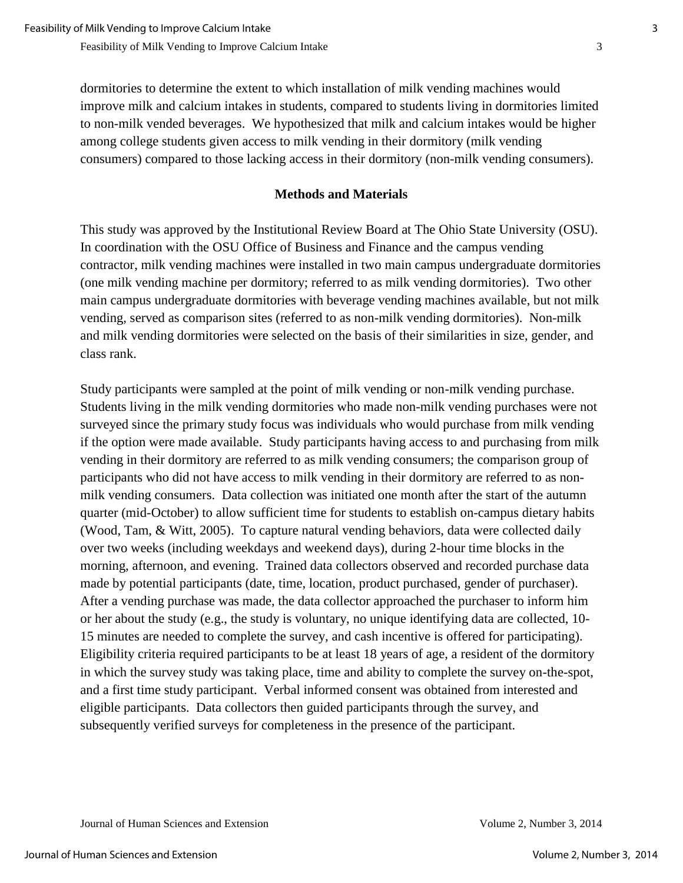dormitories to determine the extent to which installation of milk vending machines would improve milk and calcium intakes in students, compared to students living in dormitories limited to non-milk vended beverages. We hypothesized that milk and calcium intakes would be higher among college students given access to milk vending in their dormitory (milk vending consumers) compared to those lacking access in their dormitory (non-milk vending consumers).

## Methods and Materials

This study was approved by the Institutional Review Board at The Ohio State University (OSU). In coordination with the OSU Office of Business and Finance and the campus vending contractor, milk vending machines were installed in two main campus undergraduate dormitories (one milk vending machine per dormitory; referred to as milk vending dormitories). Two other main campus undergraduate dormitories with beverage vending machines available, but not milk vending, served as comparison sites (referred to as non-milk vending dormitories). Non-milk and milk vending dormitories were selected on the basis of their similarities in size, gender, and class rank.

Study participants were sampled at the point of milk vending or non-milk vending purchase. Students living in the milk vending dormitories who made non-milk vending purchases were not surveyed since the primary study focus was individuals who would purchase from milk vending if the option were made available. Study participants having access to and purchasing from milk vending in their dormitory are referred to as milk vending consumers; the comparison group of participants who did not have access to milk vending in their dormitory are referred to as non-milk vending consumers. Data collection was initiated one month after the start of the autumn quarter (mid-October) to allow sufficient time for students to establish on-campus dietary habits (Wood, Tam, & Witt, 2005). To capture natural vending behaviors, data were collected daily over two weeks (including weekdays and weekend days), during 2-hour time blocks in the morning, afternoon, and evening. Trained data collectors observed and recorded purchase data made by potential participants (date, time, location, product purchased, gender of purchaser). After a vending purchase was made, the data collector approached the purchaser to inform him or her about the study (e.g., the study is voluntary, no unique identifying data are collected, 10-15 minutes are needed to complete the survey, and cash incentive is offered for participating). Eligibility criteria required participants to be at least 18 years of age, a resident of the dormitory in which the survey study was taking place, time and ability to complete the survey on-the-spot, and a first time study participant. Verbal informed consent was obtained from interested and eligible participants. Data collectors then guided participants through the survey, and subsequently verified surveys for completeness in the presence of the participant.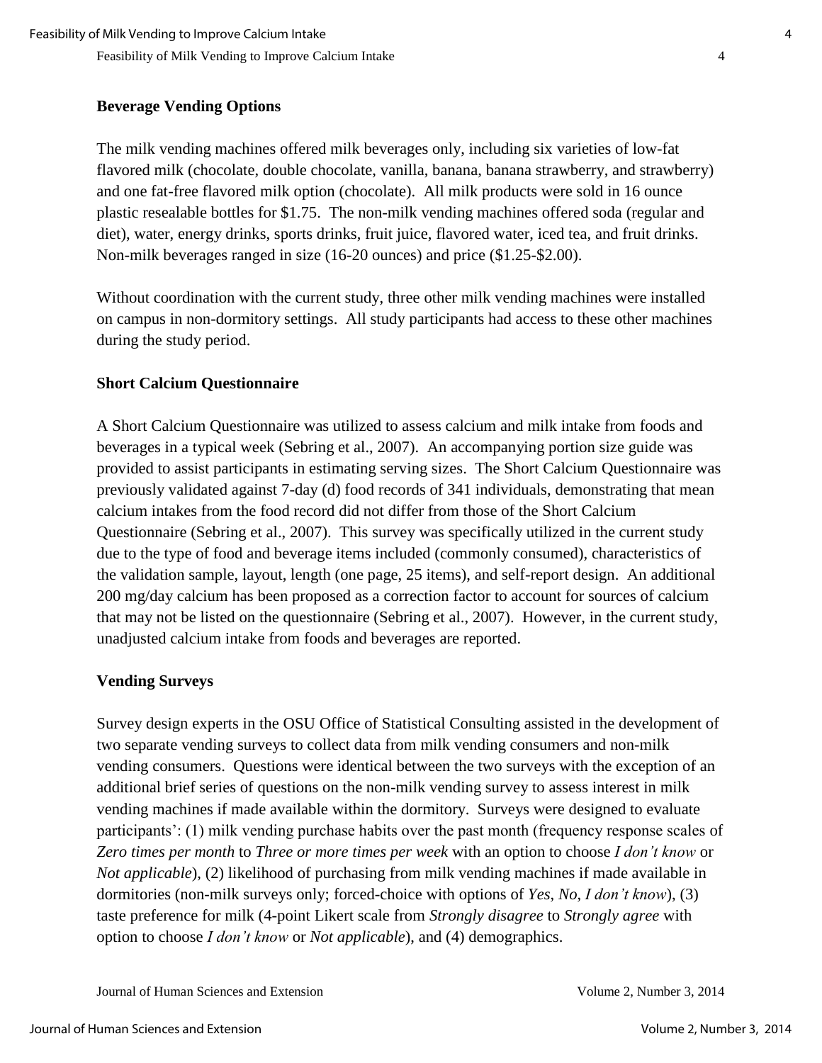### Beverage Vending Options

The milk vending machines offered milk beverages only, including six varieties of low-fat flavored milk (chocolate, double chocolate, vanilla, banana, banana strawberry, and strawberry) and one fat-free flavored milk option (chocolate). All milk products were sold in 16 ounce plastic resealable bottles for $1.75. The non-milk vending machines offered soda (regular and diet), water, energy drinks, sports drinks, fruit juice, flavored water, iced tea, and fruit drinks. Non-milk beverages ranged in size (16-20 ounces) and price ($1.25-$2.00).

Without coordination with the current study, three other milk vending machines were installed on campus in non-dormitory settings. All study participants had access to these other machines during the study period.

### Short Calcium Questionnaire

A Short Calcium Questionnaire was utilized to assess calcium and milk intake from foods and beverages in a typical week (Sebring et al., 2007). An accompanying portion size guide was provided to assist participants in estimating serving sizes. The Short Calcium Questionnaire was previously validated against 7-day (d) food records of 341 individuals, demonstrating that mean calcium intakes from the food record did not differ from those of the Short Calcium Questionnaire (Sebring et al., 2007). This survey was specifically utilized in the current study due to the type of food and beverage items included (commonly consumed), characteristics of the validation sample, layout, length (one page, 25 items), and self-report design. An additional 200 mg/day calcium has been proposed as a correction factor to account for sources of calcium that may not be listed on the questionnaire (Sebring et al., 2007). However, in the current study, unadjusted calcium intake from foods and beverages are reported.

### Vending Surveys

Survey design experts in the OSU Office of Statistical Consulting assisted in the development of two separate vending surveys to collect data from milk vending consumers and non-milk vending consumers. Questions were identical between the two surveys with the exception of an additional brief series of questions on the non-milk vending survey to assess interest in milk vending machines if made available within the dormitory. Surveys were designed to evaluate participants': (1) milk vending purchase habits over the past month (frequency response scales of *Zero times per month* to *Three or more times per week* with an option to choose *I don't know* or *Not applicable*), (2) likelihood of purchasing from milk vending machines if made available in dormitories (non-milk surveys only; forced-choice with options of *Yes*, *No*, *I don't know*), (3) taste preference for milk (4-point Likert scale from *Strongly disagree* to *Strongly agree* with option to choose *I don't know* or *Not applicable*), and (4) demographics.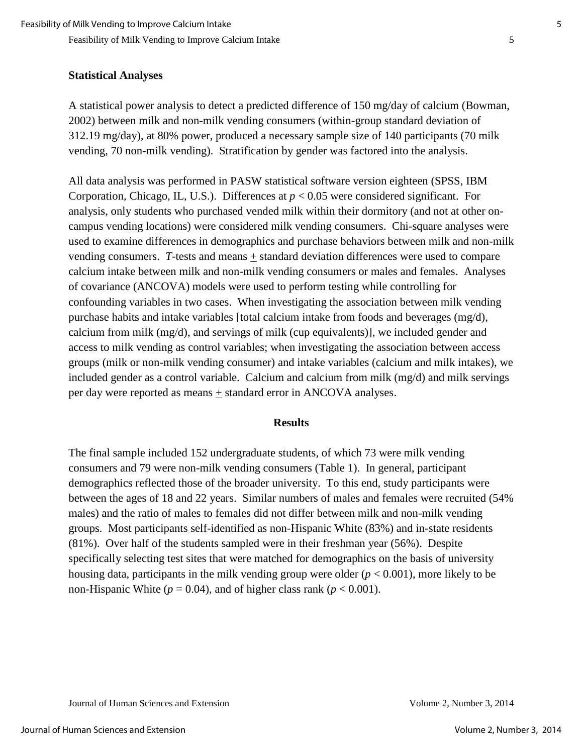### Statistical Analyses

A statistical power analysis to detect a predicted difference of 150 mg/day of calcium (Bowman, 2002) between milk and non-milk vending consumers (within-group standard deviation of 312.19 mg/day), at 80% power, produced a necessary sample size of 140 participants (70 milk vending, 70 non-milk vending). Stratification by gender was factored into the analysis.

All data analysis was performed in PASW statistical software version eighteen (SPSS, IBM Corporation, Chicago, IL, U.S.). Differences at $p < 0.05$ were considered significant. For analysis, only students who purchased vended milk within their dormitory (and not at other on-campus vending locations) were considered milk vending consumers. Chi-square analyses were used to examine differences in demographics and purchase behaviors between milk and non-milk vending consumers. *T*-tests and means $\pm$ standard deviation differences were used to compare calcium intake between milk and non-milk vending consumers or males and females. Analyses of covariance (ANCOVA) models were used to perform testing while controlling for confounding variables in two cases. When investigating the association between milk vending purchase habits and intake variables [total calcium intake from foods and beverages (mg/d), calcium from milk (mg/d), and servings of milk (cup equivalents)], we included gender and access to milk vending as control variables; when investigating the association between access groups (milk or non-milk vending consumer) and intake variables (calcium and milk intakes), we included gender as a control variable. Calcium and calcium from milk (mg/d) and milk servings per day were reported as means $\pm$ standard error in ANCOVA analyses.

## Results

The final sample included 152 undergraduate students, of which 73 were milk vending consumers and 79 were non-milk vending consumers (Table 1). In general, participant demographics reflected those of the broader university. To this end, study participants were between the ages of 18 and 22 years. Similar numbers of males and females were recruited (54% males) and the ratio of males to females did not differ between milk and non-milk vending groups. Most participants self-identified as non-Hispanic White (83%) and in-state residents (81%). Over half of the students sampled were in their freshman year (56%). Despite specifically selecting test sites that were matched for demographics on the basis of university housing data, participants in the milk vending group were older ($p < 0.001$), more likely to be non-Hispanic White ($p = 0.04$), and of higher class rank ($p < 0.001$).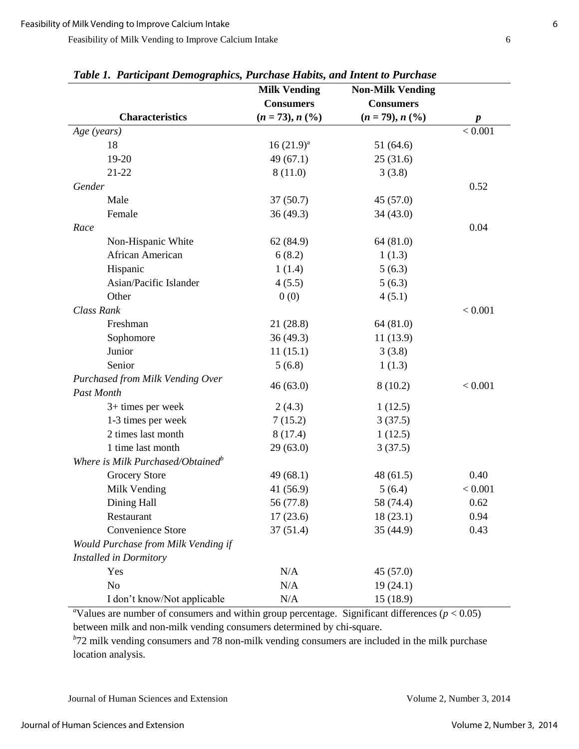*Table 1. Participant Demographics, Purchase Habits, and Intent to Purchase*

| Characteristics | Milk Vending Consumers ($n$ = 73), $n$ (%) | Non-Milk Vending Consumers ($n$ = 79), $n$ (%) | $p$ |
|---|---|---|---|
| *Age (years)* | | | < 0.001 |
| 18 | 16 (21.9)[a] | 51 (64.6) | |
| 19-20 | 49 (67.1) | 25 (31.6) | |
| 21-22 | 8 (11.0) | 3 (3.8) | |
| *Gender* | | | 0.52 |
| Male | 37 (50.7) | 45 (57.0) | |
| Female | 36 (49.3) | 34 (43.0) | |
| *Race* | | | 0.04 |
| Non-Hispanic White | 62 (84.9) | 64 (81.0) | |
| African American | 6 (8.2) | 1 (1.3) | |
| Hispanic | 1 (1.4) | 5 (6.3) | |
| Asian/Pacific Islander | 4 (5.5) | 5 (6.3) | |
| Other | 0 (0) | 4 (5.1) | |
| *Class Rank* | | | < 0.001 |
| Freshman | 21 (28.8) | 64 (81.0) | |
| Sophomore | 36 (49.3) | 11 (13.9) | |
| Junior | 11 (15.1) | 3 (3.8) | |
| Senior | 5 (6.8) | 1 (1.3) | |
| *Purchased from Milk Vending Over Past Month* | 46 (63.0) | 8 (10.2) | < 0.001 |
| 3+ times per week | 2 (4.3) | 1 (12.5) | |
| 1-3 times per week | 7 (15.2) | 3 (37.5) | |
| 2 times last month | 8 (17.4) | 1 (12.5) | |
| 1 time last month | 29 (63.0) | 3 (37.5) | |
| *Where is Milk Purchased/Obtained*[b] | | | |
| Grocery Store | 49 (68.1) | 48 (61.5) | 0.40 |
| Milk Vending | 41 (56.9) | 5 (6.4) | < 0.001 |
| Dining Hall | 56 (77.8) | 58 (74.4) | 0.62 |
| Restaurant | 17 (23.6) | 18 (23.1) | 0.94 |
| Convenience Store | 37 (51.4) | 35 (44.9) | 0.43 |
| *Would Purchase from Milk Vending if Installed in Dormitory* | | | |
| Yes | N/A | 45 (57.0) | |
| No | N/A | 19 (24.1) | |
| I don't know/Not applicable | N/A | 15 (18.9) | |

[a]Values are number of consumers and within group percentage. Significant differences ($p < 0.05$) between milk and non-milk vending consumers determined by chi-square.

[b]72 milk vending consumers and 78 non-milk vending consumers are included in the milk purchase location analysis.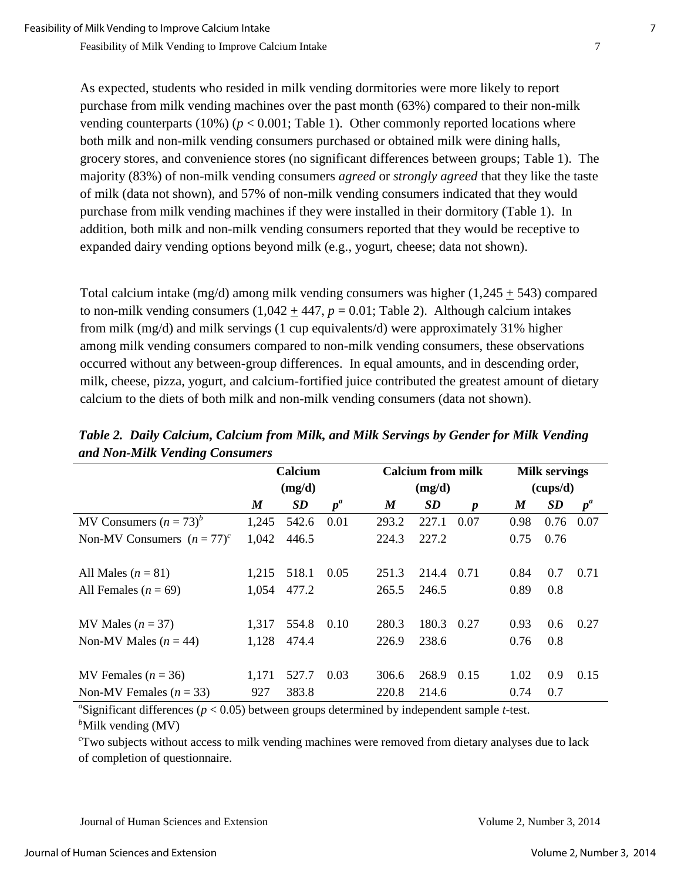As expected, students who resided in milk vending dormitories were more likely to report purchase from milk vending machines over the past month (63%) compared to their non-milk vending counterparts (10%) ($p < 0.001$; Table 1). Other commonly reported locations where both milk and non-milk vending consumers purchased or obtained milk were dining halls, grocery stores, and convenience stores (no significant differences between groups; Table 1). The majority (83%) of non-milk vending consumers *agreed* or *strongly agreed* that they like the taste of milk (data not shown), and 57% of non-milk vending consumers indicated that they would purchase from milk vending machines if they were installed in their dormitory (Table 1). In addition, both milk and non-milk vending consumers reported that they would be receptive to expanded dairy vending options beyond milk (e.g., yogurt, cheese; data not shown).

Total calcium intake (mg/d) among milk vending consumers was higher (1,245 $\pm$ 543) compared to non-milk vending consumers (1,042 $\pm$ 447, $p = 0.01$; Table 2). Although calcium intakes from milk (mg/d) and milk servings (1 cup equivalents/d) were approximately 31% higher among milk vending consumers compared to non-milk vending consumers, these observations occurred without any between-group differences. In equal amounts, and in descending order, milk, cheese, pizza, yogurt, and calcium-fortified juice contributed the greatest amount of dietary calcium to the diets of both milk and non-milk vending consumers (data not shown).

***Table 2. Daily Calcium, Calcium from Milk, and Milk Servings by Gender for Milk Vending and Non-Milk Vending Consumers***

| | Calcium (mg/d) | | | Calcium from milk (mg/d) | | | Milk servings (cups/d) | | |
|---|---|---|---|---|---|---|---|---|---|
| | ***M*** | ***SD*** | ***p***[a] | ***M*** | ***SD*** | ***p*** | ***M*** | ***SD*** | ***p***[a] |
| MV Consumers ($n = 73$)[b] | 1,245 | 542.6 | 0.01 | 293.2 | 227.1 | 0.07 | 0.98 | 0.76 | 0.07 |
| Non-MV Consumers ($n = 77$)[c] | 1,042 | 446.5 | | 224.3 | 227.2 | | 0.75 | 0.76 | |
| All Males ($n = 81$) | 1,215 | 518.1 | 0.05 | 251.3 | 214.4 | 0.71 | 0.84 | 0.7 | 0.71 |
| All Females ($n = 69$) | 1,054 | 477.2 | | 265.5 | 246.5 | | 0.89 | 0.8 | |
| MV Males ($n = 37$) | 1,317 | 554.8 | 0.10 | 280.3 | 180.3 | 0.27 | 0.93 | 0.6 | 0.27 |
| Non-MV Males ($n = 44$) | 1,128 | 474.4 | | 226.9 | 238.6 | | 0.76 | 0.8 | |
| MV Females ($n = 36$) | 1,171 | 527.7 | 0.03 | 306.6 | 268.9 | 0.15 | 1.02 | 0.9 | 0.15 |
| Non-MV Females ($n = 33$) | 927 | 383.8 | | 220.8 | 214.6 | | 0.74 | 0.7 | |

[a]Significant differences ($p < 0.05$) between groups determined by independent sample $t$-test.

[b]Milk vending (MV)

[c]Two subjects without access to milk vending machines were removed from dietary analyses due to lack of completion of questionnaire.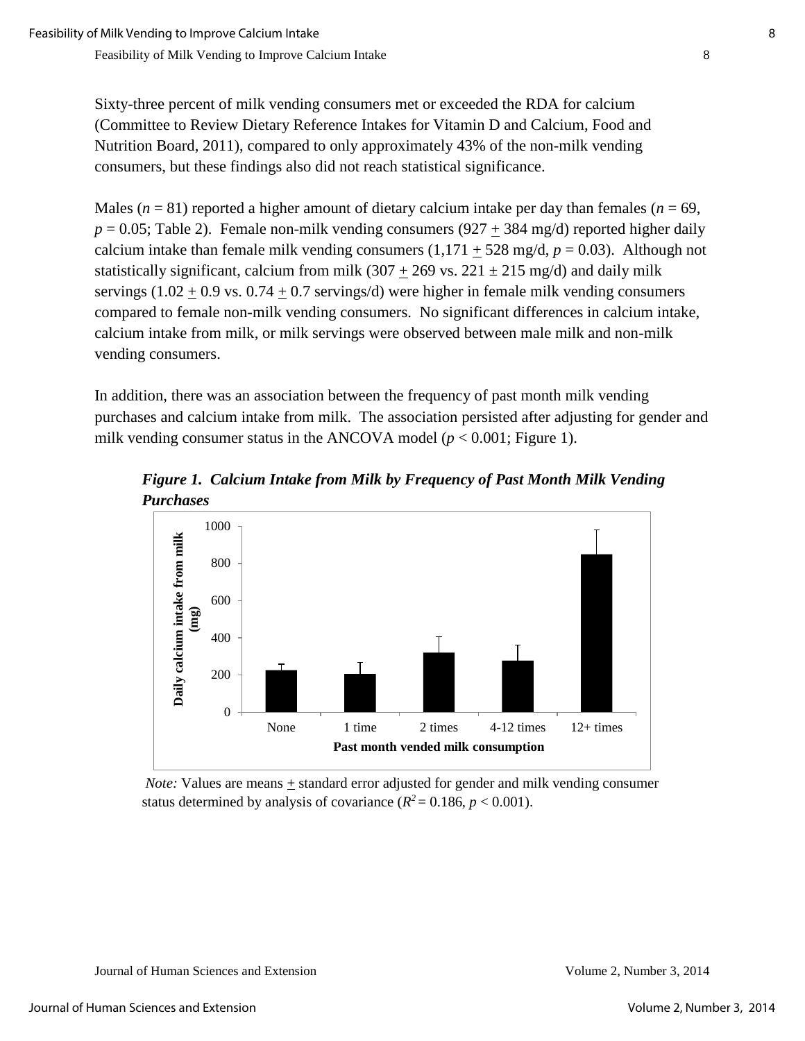Sixty-three percent of milk vending consumers met or exceeded the RDA for calcium (Committee to Review Dietary Reference Intakes for Vitamin D and Calcium, Food and Nutrition Board, 2011), compared to only approximately 43% of the non-milk vending consumers, but these findings also did not reach statistical significance.

Males ($n$ = 81) reported a higher amount of dietary calcium intake per day than females ($n$ = 69, $p$ = 0.05; Table 2). Female non-milk vending consumers (927 $\pm$ 384 mg/d) reported higher daily calcium intake than female milk vending consumers (1,171 $\pm$ 528 mg/d, $p$ = 0.03). Although not statistically significant, calcium from milk (307 $\pm$ 269 vs. 221 $\pm$ 215 mg/d) and daily milk servings (1.02 $\pm$ 0.9 vs. 0.74 $\pm$ 0.7 servings/d) were higher in female milk vending consumers compared to female non-milk vending consumers. No significant differences in calcium intake, calcium intake from milk, or milk servings were observed between male milk and non-milk vending consumers.

In addition, there was an association between the frequency of past month milk vending purchases and calcium intake from milk. The association persisted after adjusting for gender and milk vending consumer status in the ANCOVA model ($p$ < 0.001; Figure 1).

***Figure 1. Calcium Intake from Milk by Frequency of Past Month Milk Vending Purchases***

*Note:* Values are means $\pm$ standard error adjusted for gender and milk vending consumer status determined by analysis of covariance ($R^2$ = 0.186, $p$ < 0.001).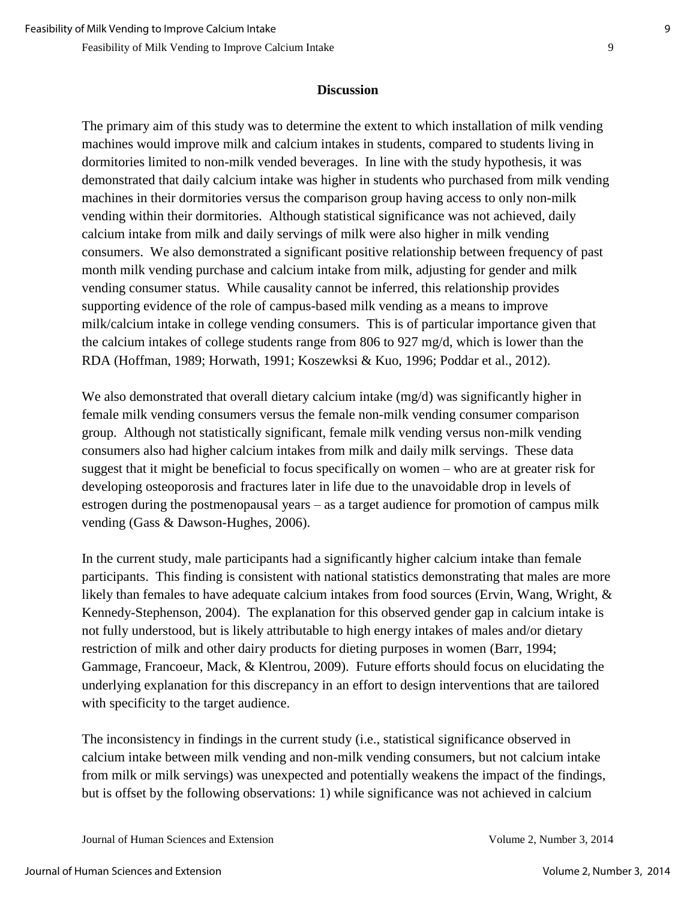## Discussion

The primary aim of this study was to determine the extent to which installation of milk vending machines would improve milk and calcium intakes in students, compared to students living in dormitories limited to non-milk vended beverages. In line with the study hypothesis, it was demonstrated that daily calcium intake was higher in students who purchased from milk vending machines in their dormitories versus the comparison group having access to only non-milk vending within their dormitories. Although statistical significance was not achieved, daily calcium intake from milk and daily servings of milk were also higher in milk vending consumers. We also demonstrated a significant positive relationship between frequency of past month milk vending purchase and calcium intake from milk, adjusting for gender and milk vending consumer status. While causality cannot be inferred, this relationship provides supporting evidence of the role of campus-based milk vending as a means to improve milk/calcium intake in college vending consumers. This is of particular importance given that the calcium intakes of college students range from 806 to 927 mg/d, which is lower than the RDA (Hoffman, 1989; Horwath, 1991; Koszewksi & Kuo, 1996; Poddar et al., 2012).

We also demonstrated that overall dietary calcium intake (mg/d) was significantly higher in female milk vending consumers versus the female non-milk vending consumer comparison group. Although not statistically significant, female milk vending versus non-milk vending consumers also had higher calcium intakes from milk and daily milk servings. These data suggest that it might be beneficial to focus specifically on women – who are at greater risk for developing osteoporosis and fractures later in life due to the unavoidable drop in levels of estrogen during the postmenopausal years – as a target audience for promotion of campus milk vending (Gass & Dawson-Hughes, 2006).

In the current study, male participants had a significantly higher calcium intake than female participants. This finding is consistent with national statistics demonstrating that males are more likely than females to have adequate calcium intakes from food sources (Ervin, Wang, Wright, & Kennedy-Stephenson, 2004). The explanation for this observed gender gap in calcium intake is not fully understood, but is likely attributable to high energy intakes of males and/or dietary restriction of milk and other dairy products for dieting purposes in women (Barr, 1994; Gammage, Francoeur, Mack, & Klentrou, 2009). Future efforts should focus on elucidating the underlying explanation for this discrepancy in an effort to design interventions that are tailored with specificity to the target audience.

The inconsistency in findings in the current study (i.e., statistical significance observed in calcium intake between milk vending and non-milk vending consumers, but not calcium intake from milk or milk servings) was unexpected and potentially weakens the impact of the findings, but is offset by the following observations: 1) while significance was not achieved in calcium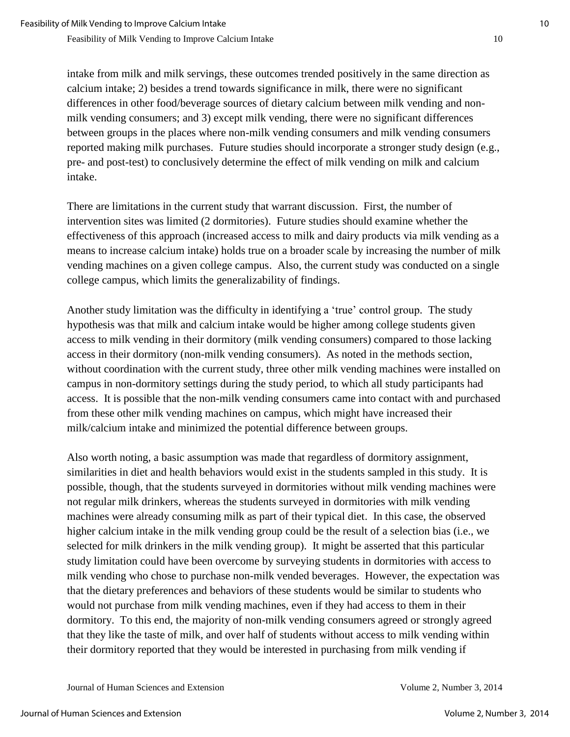intake from milk and milk servings, these outcomes trended positively in the same direction as calcium intake; 2) besides a trend towards significance in milk, there were no significant differences in other food/beverage sources of dietary calcium between milk vending and non-milk vending consumers; and 3) except milk vending, there were no significant differences between groups in the places where non-milk vending consumers and milk vending consumers reported making milk purchases. Future studies should incorporate a stronger study design (e.g., pre- and post-test) to conclusively determine the effect of milk vending on milk and calcium intake.

There are limitations in the current study that warrant discussion. First, the number of intervention sites was limited (2 dormitories). Future studies should examine whether the effectiveness of this approach (increased access to milk and dairy products via milk vending as a means to increase calcium intake) holds true on a broader scale by increasing the number of milk vending machines on a given college campus. Also, the current study was conducted on a single college campus, which limits the generalizability of findings.

Another study limitation was the difficulty in identifying a 'true' control group. The study hypothesis was that milk and calcium intake would be higher among college students given access to milk vending in their dormitory (milk vending consumers) compared to those lacking access in their dormitory (non-milk vending consumers). As noted in the methods section, without coordination with the current study, three other milk vending machines were installed on campus in non-dormitory settings during the study period, to which all study participants had access. It is possible that the non-milk vending consumers came into contact with and purchased from these other milk vending machines on campus, which might have increased their milk/calcium intake and minimized the potential difference between groups.

Also worth noting, a basic assumption was made that regardless of dormitory assignment, similarities in diet and health behaviors would exist in the students sampled in this study. It is possible, though, that the students surveyed in dormitories without milk vending machines were not regular milk drinkers, whereas the students surveyed in dormitories with milk vending machines were already consuming milk as part of their typical diet. In this case, the observed higher calcium intake in the milk vending group could be the result of a selection bias (i.e., we selected for milk drinkers in the milk vending group). It might be asserted that this particular study limitation could have been overcome by surveying students in dormitories with access to milk vending who chose to purchase non-milk vended beverages. However, the expectation was that the dietary preferences and behaviors of these students would be similar to students who would not purchase from milk vending machines, even if they had access to them in their dormitory. To this end, the majority of non-milk vending consumers agreed or strongly agreed that they like the taste of milk, and over half of students without access to milk vending within their dormitory reported that they would be interested in purchasing from milk vending if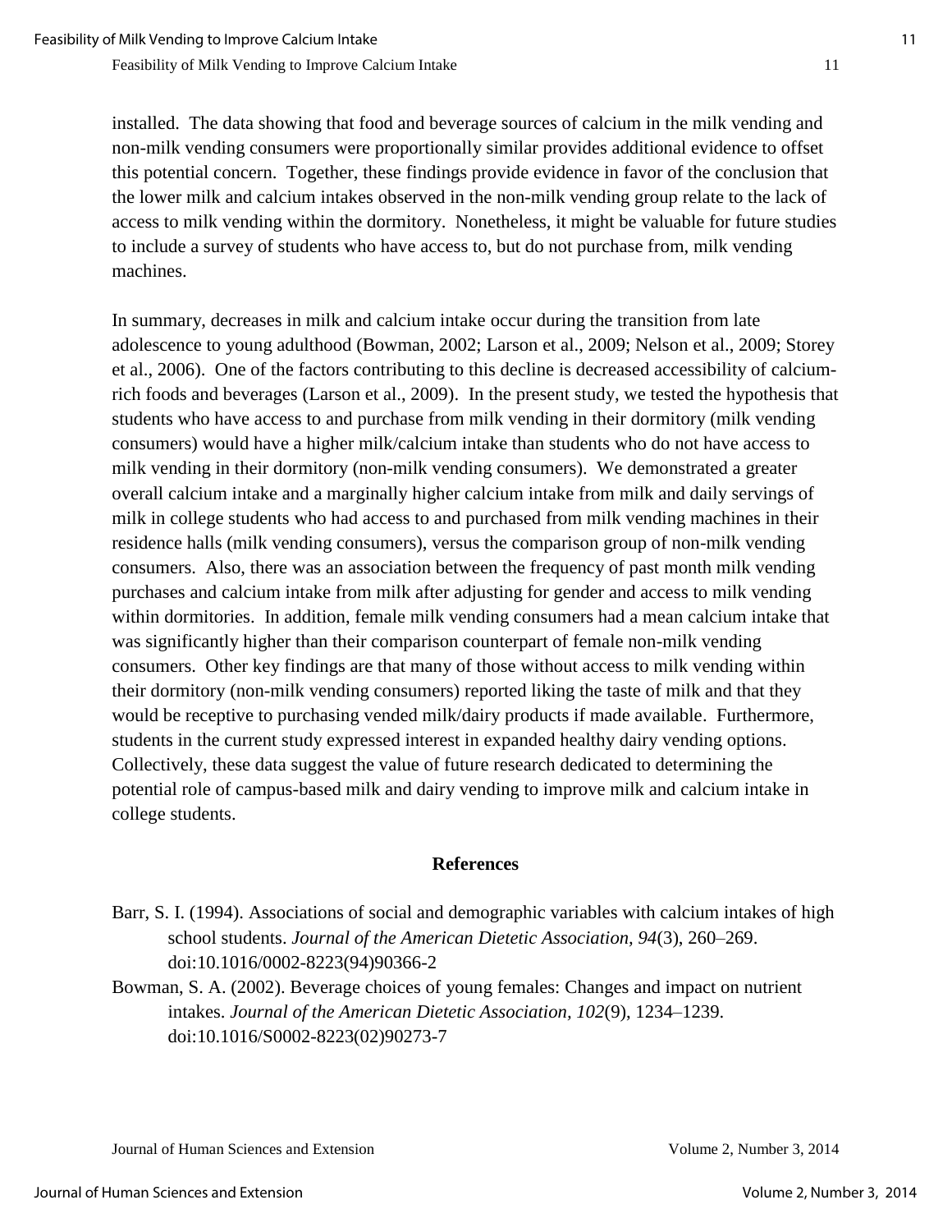installed. The data showing that food and beverage sources of calcium in the milk vending and non-milk vending consumers were proportionally similar provides additional evidence to offset this potential concern. Together, these findings provide evidence in favor of the conclusion that the lower milk and calcium intakes observed in the non-milk vending group relate to the lack of access to milk vending within the dormitory. Nonetheless, it might be valuable for future studies to include a survey of students who have access to, but do not purchase from, milk vending machines.

In summary, decreases in milk and calcium intake occur during the transition from late adolescence to young adulthood (Bowman, 2002; Larson et al., 2009; Nelson et al., 2009; Storey et al., 2006). One of the factors contributing to this decline is decreased accessibility of calcium-rich foods and beverages (Larson et al., 2009). In the present study, we tested the hypothesis that students who have access to and purchase from milk vending in their dormitory (milk vending consumers) would have a higher milk/calcium intake than students who do not have access to milk vending in their dormitory (non-milk vending consumers). We demonstrated a greater overall calcium intake and a marginally higher calcium intake from milk and daily servings of milk in college students who had access to and purchased from milk vending machines in their residence halls (milk vending consumers), versus the comparison group of non-milk vending consumers. Also, there was an association between the frequency of past month milk vending purchases and calcium intake from milk after adjusting for gender and access to milk vending within dormitories. In addition, female milk vending consumers had a mean calcium intake that was significantly higher than their comparison counterpart of female non-milk vending consumers. Other key findings are that many of those without access to milk vending within their dormitory (non-milk vending consumers) reported liking the taste of milk and that they would be receptive to purchasing vended milk/dairy products if made available. Furthermore, students in the current study expressed interest in expanded healthy dairy vending options. Collectively, these data suggest the value of future research dedicated to determining the potential role of campus-based milk and dairy vending to improve milk and calcium intake in college students.

## References

Barr, S. I. (1994). Associations of social and demographic variables with calcium intakes of high school students. *Journal of the American Dietetic Association, 94*(3), 260–269. doi:10.1016/0002-8223(94)90366-2

Bowman, S. A. (2002). Beverage choices of young females: Changes and impact on nutrient intakes. *Journal of the American Dietetic Association, 102*(9), 1234–1239. doi:10.1016/S0002-8223(02)90273-7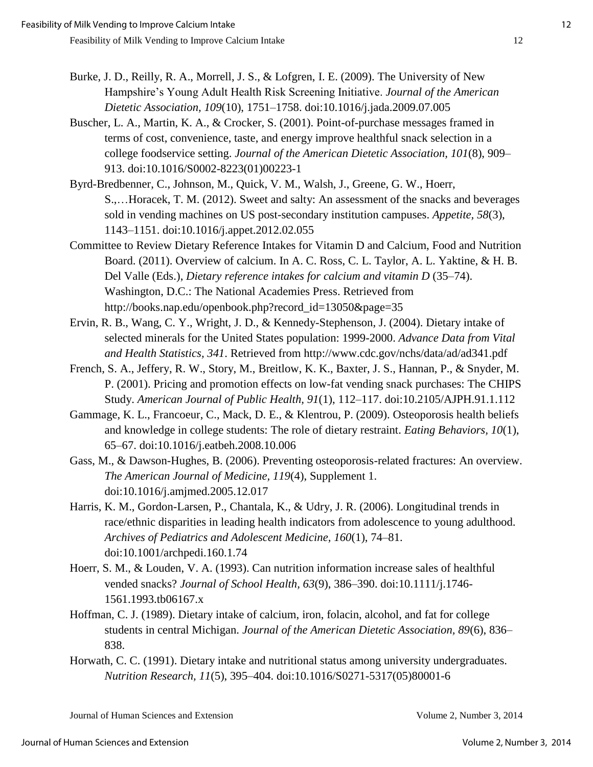Burke, J. D., Reilly, R. A., Morrell, J. S., & Lofgren, I. E. (2009). The University of New Hampshire's Young Adult Health Risk Screening Initiative. *Journal of the American Dietetic Association, 109*(10), 1751–1758. doi:10.1016/j.jada.2009.07.005

Buscher, L. A., Martin, K. A., & Crocker, S. (2001). Point-of-purchase messages framed in terms of cost, convenience, taste, and energy improve healthful snack selection in a college foodservice setting. *Journal of the American Dietetic Association, 101*(8), 909–913. doi:10.1016/S0002-8223(01)00223-1

Byrd-Bredbenner, C., Johnson, M., Quick, V. M., Walsh, J., Greene, G. W., Hoerr, S.,…Horacek, T. M. (2012). Sweet and salty: An assessment of the snacks and beverages sold in vending machines on US post-secondary institution campuses. *Appetite, 58*(3), 1143–1151. doi:10.1016/j.appet.2012.02.055

Committee to Review Dietary Reference Intakes for Vitamin D and Calcium, Food and Nutrition Board. (2011). Overview of calcium. In A. C. Ross, C. L. Taylor, A. L. Yaktine, & H. B. Del Valle (Eds.), *Dietary reference intakes for calcium and vitamin D* (35–74). Washington, D.C.: The National Academies Press. Retrieved from http://books.nap.edu/openbook.php?record_id=13050&page=35

Ervin, R. B., Wang, C. Y., Wright, J. D., & Kennedy-Stephenson, J. (2004). Dietary intake of selected minerals for the United States population: 1999-2000. *Advance Data from Vital and Health Statistics, 341*. Retrieved from http://www.cdc.gov/nchs/data/ad/ad341.pdf

French, S. A., Jeffery, R. W., Story, M., Breitlow, K. K., Baxter, J. S., Hannan, P., & Snyder, M. P. (2001). Pricing and promotion effects on low-fat vending snack purchases: The CHIPS Study. *American Journal of Public Health, 91*(1), 112–117. doi:10.2105/AJPH.91.1.112

Gammage, K. L., Francoeur, C., Mack, D. E., & Klentrou, P. (2009). Osteoporosis health beliefs and knowledge in college students: The role of dietary restraint. *Eating Behaviors, 10*(1), 65–67. doi:10.1016/j.eatbeh.2008.10.006

Gass, M., & Dawson-Hughes, B. (2006). Preventing osteoporosis-related fractures: An overview. *The American Journal of Medicine, 119*(4), Supplement 1. doi:10.1016/j.amjmed.2005.12.017

Harris, K. M., Gordon-Larsen, P., Chantala, K., & Udry, J. R. (2006). Longitudinal trends in race/ethnic disparities in leading health indicators from adolescence to young adulthood. *Archives of Pediatrics and Adolescent Medicine, 160*(1), 74–81. doi:10.1001/archpedi.160.1.74

Hoerr, S. M., & Louden, V. A. (1993). Can nutrition information increase sales of healthful vended snacks? *Journal of School Health, 63*(9), 386–390. doi:10.1111/j.1746-1561.1993.tb06167.x

Hoffman, C. J. (1989). Dietary intake of calcium, iron, folacin, alcohol, and fat for college students in central Michigan. *Journal of the American Dietetic Association, 89*(6), 836–838.

Horwath, C. C. (1991). Dietary intake and nutritional status among university undergraduates. *Nutrition Research, 11*(5), 395–404. doi:10.1016/S0271-5317(05)80001-6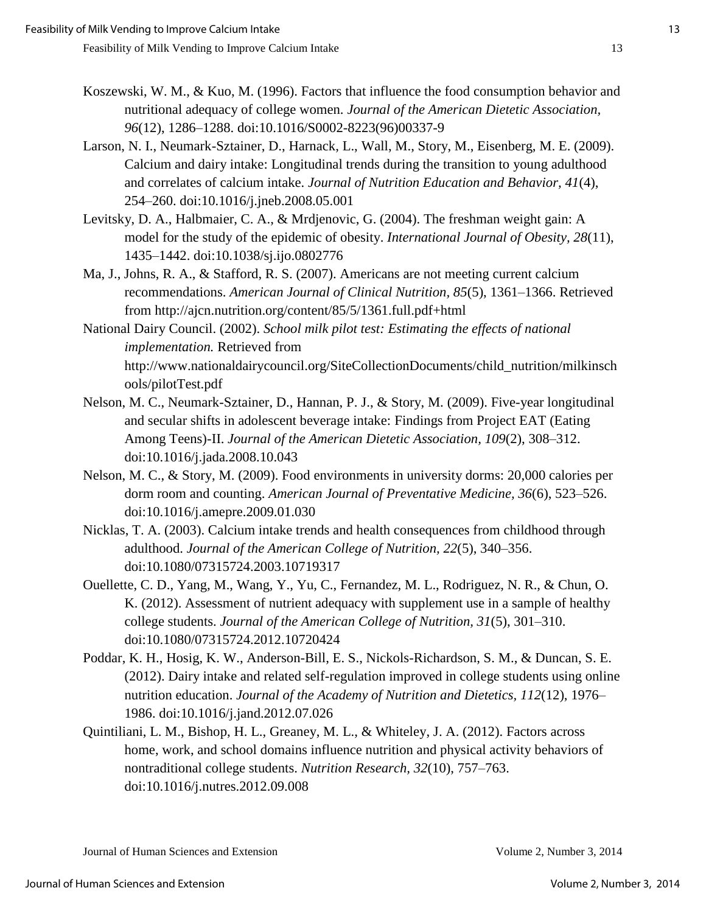Koszewski, W. M., & Kuo, M. (1996). Factors that influence the food consumption behavior and nutritional adequacy of college women. *Journal of the American Dietetic Association, 96*(12), 1286–1288. doi:10.1016/S0002-8223(96)00337-9

Larson, N. I., Neumark-Sztainer, D., Harnack, L., Wall, M., Story, M., Eisenberg, M. E. (2009). Calcium and dairy intake: Longitudinal trends during the transition to young adulthood and correlates of calcium intake. *Journal of Nutrition Education and Behavior, 41*(4), 254–260. doi:10.1016/j.jneb.2008.05.001

Levitsky, D. A., Halbmaier, C. A., & Mrdjenovic, G. (2004). The freshman weight gain: A model for the study of the epidemic of obesity. *International Journal of Obesity, 28*(11), 1435–1442. doi:10.1038/sj.ijo.0802776

Ma, J., Johns, R. A., & Stafford, R. S. (2007). Americans are not meeting current calcium recommendations. *American Journal of Clinical Nutrition, 85*(5), 1361–1366. Retrieved from http://ajcn.nutrition.org/content/85/5/1361.full.pdf+html

National Dairy Council. (2002). *School milk pilot test: Estimating the effects of national implementation.* Retrieved from http://www.nationaldairycouncil.org/SiteCollectionDocuments/child_nutrition/milkinschools/pilotTest.pdf

Nelson, M. C., Neumark-Sztainer, D., Hannan, P. J., & Story, M. (2009). Five-year longitudinal and secular shifts in adolescent beverage intake: Findings from Project EAT (Eating Among Teens)-II. *Journal of the American Dietetic Association, 109*(2), 308–312. doi:10.1016/j.jada.2008.10.043

Nelson, M. C., & Story, M. (2009). Food environments in university dorms: 20,000 calories per dorm room and counting. *American Journal of Preventative Medicine, 36*(6), 523–526. doi:10.1016/j.amepre.2009.01.030

Nicklas, T. A. (2003). Calcium intake trends and health consequences from childhood through adulthood. *Journal of the American College of Nutrition, 22*(5), 340–356. doi:10.1080/07315724.2003.10719317

Ouellette, C. D., Yang, M., Wang, Y., Yu, C., Fernandez, M. L., Rodriguez, N. R., & Chun, O. K. (2012). Assessment of nutrient adequacy with supplement use in a sample of healthy college students. *Journal of the American College of Nutrition, 31*(5), 301–310. doi:10.1080/07315724.2012.10720424

Poddar, K. H., Hosig, K. W., Anderson-Bill, E. S., Nickols-Richardson, S. M., & Duncan, S. E. (2012). Dairy intake and related self-regulation improved in college students using online nutrition education. *Journal of the Academy of Nutrition and Dietetics, 112*(12), 1976–1986. doi:10.1016/j.jand.2012.07.026

Quintiliani, L. M., Bishop, H. L., Greaney, M. L., & Whiteley, J. A. (2012). Factors across home, work, and school domains influence nutrition and physical activity behaviors of nontraditional college students. *Nutrition Research, 32*(10), 757–763. doi:10.1016/j.nutres.2012.09.008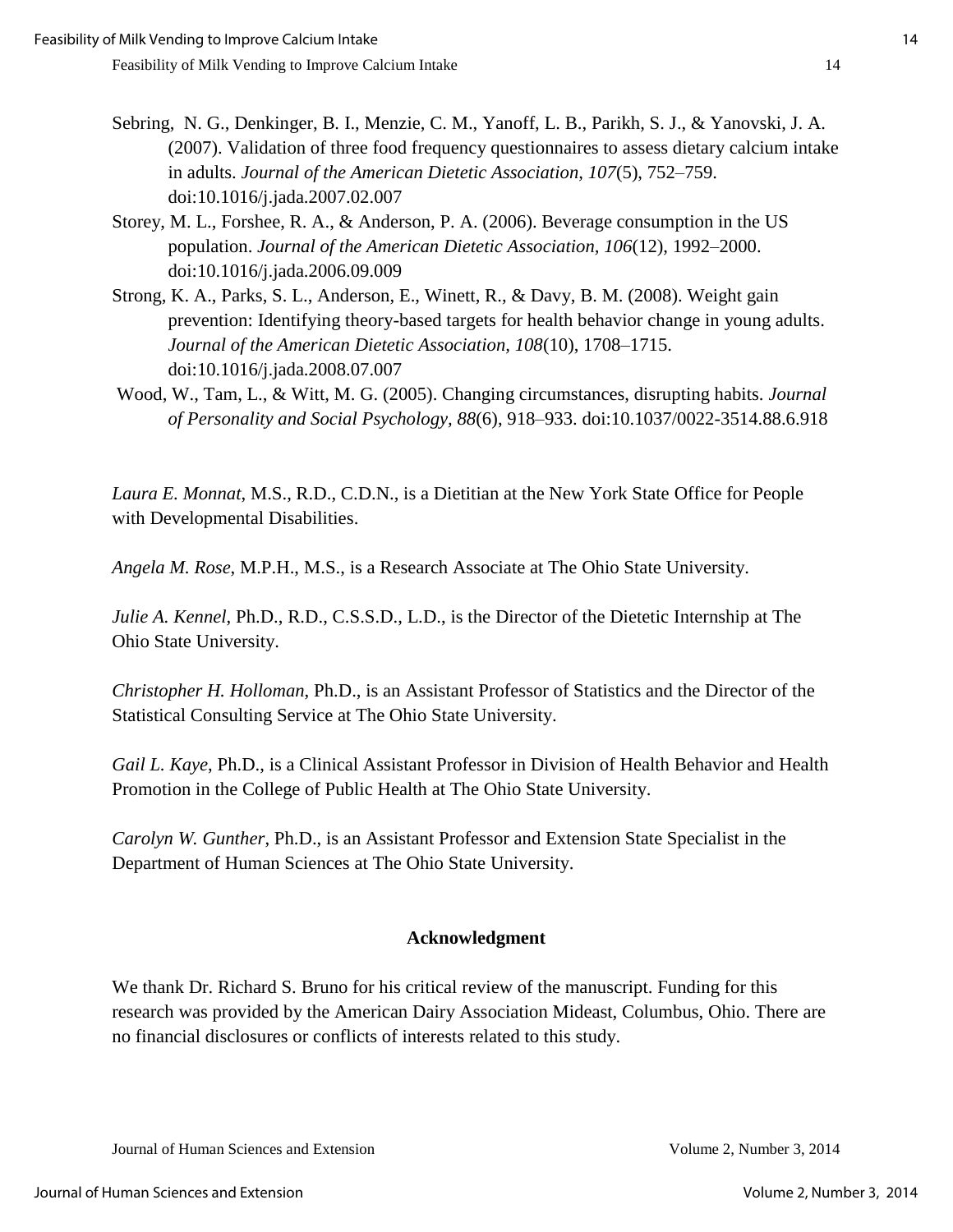Sebring, N. G., Denkinger, B. I., Menzie, C. M., Yanoff, L. B., Parikh, S. J., & Yanovski, J. A. (2007). Validation of three food frequency questionnaires to assess dietary calcium intake in adults. *Journal of the American Dietetic Association, 107*(5), 752–759. doi:10.1016/j.jada.2007.02.007

Storey, M. L., Forshee, R. A., & Anderson, P. A. (2006). Beverage consumption in the US population. *Journal of the American Dietetic Association, 106*(12), 1992–2000. doi:10.1016/j.jada.2006.09.009

Strong, K. A., Parks, S. L., Anderson, E., Winett, R., & Davy, B. M. (2008). Weight gain prevention: Identifying theory-based targets for health behavior change in young adults. *Journal of the American Dietetic Association, 108*(10), 1708–1715. doi:10.1016/j.jada.2008.07.007

Wood, W., Tam, L., & Witt, M. G. (2005). Changing circumstances, disrupting habits. *Journal of Personality and Social Psychology, 88*(6), 918–933. doi:10.1037/0022-3514.88.6.918

*Laura E. Monnat*, M.S., R.D., C.D.N., is a Dietitian at the New York State Office for People with Developmental Disabilities.

*Angela M. Rose*, M.P.H., M.S., is a Research Associate at The Ohio State University.

*Julie A. Kennel*, Ph.D., R.D., C.S.S.D., L.D., is the Director of the Dietetic Internship at The Ohio State University.

*Christopher H. Holloman*, Ph.D., is an Assistant Professor of Statistics and the Director of the Statistical Consulting Service at The Ohio State University.

*Gail L. Kaye*, Ph.D., is a Clinical Assistant Professor in Division of Health Behavior and Health Promotion in the College of Public Health at The Ohio State University.

*Carolyn W. Gunther*, Ph.D., is an Assistant Professor and Extension State Specialist in the Department of Human Sciences at The Ohio State University.

## Acknowledgment

We thank Dr. Richard S. Bruno for his critical review of the manuscript. Funding for this research was provided by the American Dairy Association Mideast, Columbus, Ohio. There are no financial disclosures or conflicts of interests related to this study.